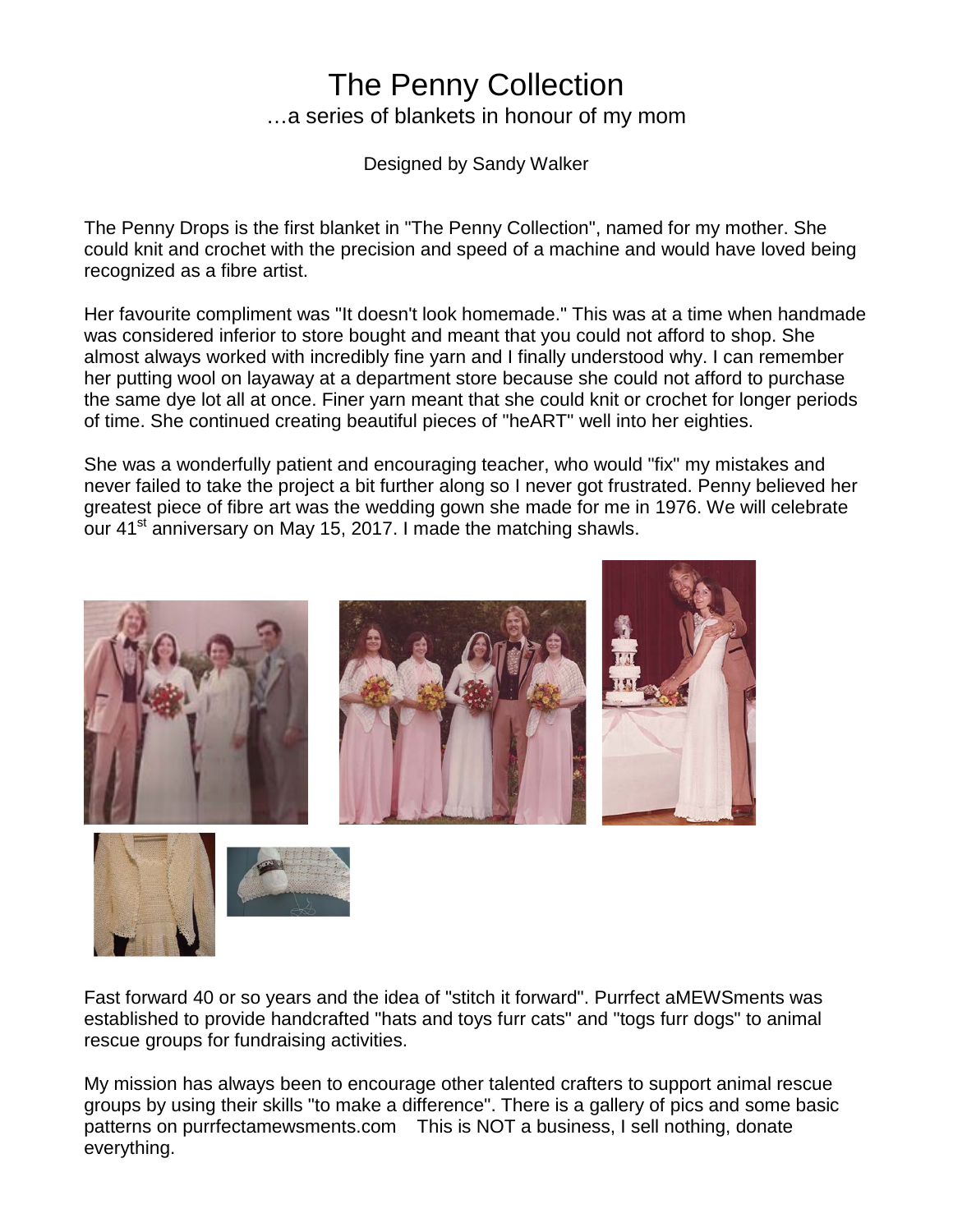# The Penny Collection

…a series of blankets in honour of my mom

Designed by Sandy Walker

The Penny Drops is the first blanket in "The Penny Collection", named for my mother. She could knit and crochet with the precision and speed of a machine and would have loved being recognized as a fibre artist.

Her favourite compliment was "It doesn't look homemade." This was at a time when handmade was considered inferior to store bought and meant that you could not afford to shop. She almost always worked with incredibly fine yarn and I finally understood why. I can remember her putting wool on layaway at a department store because she could not afford to purchase the same dye lot all at once. Finer yarn meant that she could knit or crochet for longer periods of time. She continued creating beautiful pieces of "heART" well into her eighties.

She was a wonderfully patient and encouraging teacher, who would "fix" my mistakes and never failed to take the project a bit further along so I never got frustrated. Penny believed her greatest piece of fibre art was the wedding gown she made for me in 1976. We will celebrate our 41st anniversary on May 15, 2017. I made the matching shawls.

Fast forward 40 or so years and the idea of "stitch it forward". Purrfect aMEWSments was established to provide handcrafted "hats and toys furr cats" and "togs furr dogs" to animal rescue groups for fundraising activities.

My mission has always been to encourage other talented crafters to support animal rescue groups by using their skills "to make a difference". There is a gallery of pics and some basic patterns on purrfectamewsments.com This is NOT a business, I sell nothing, donate everything.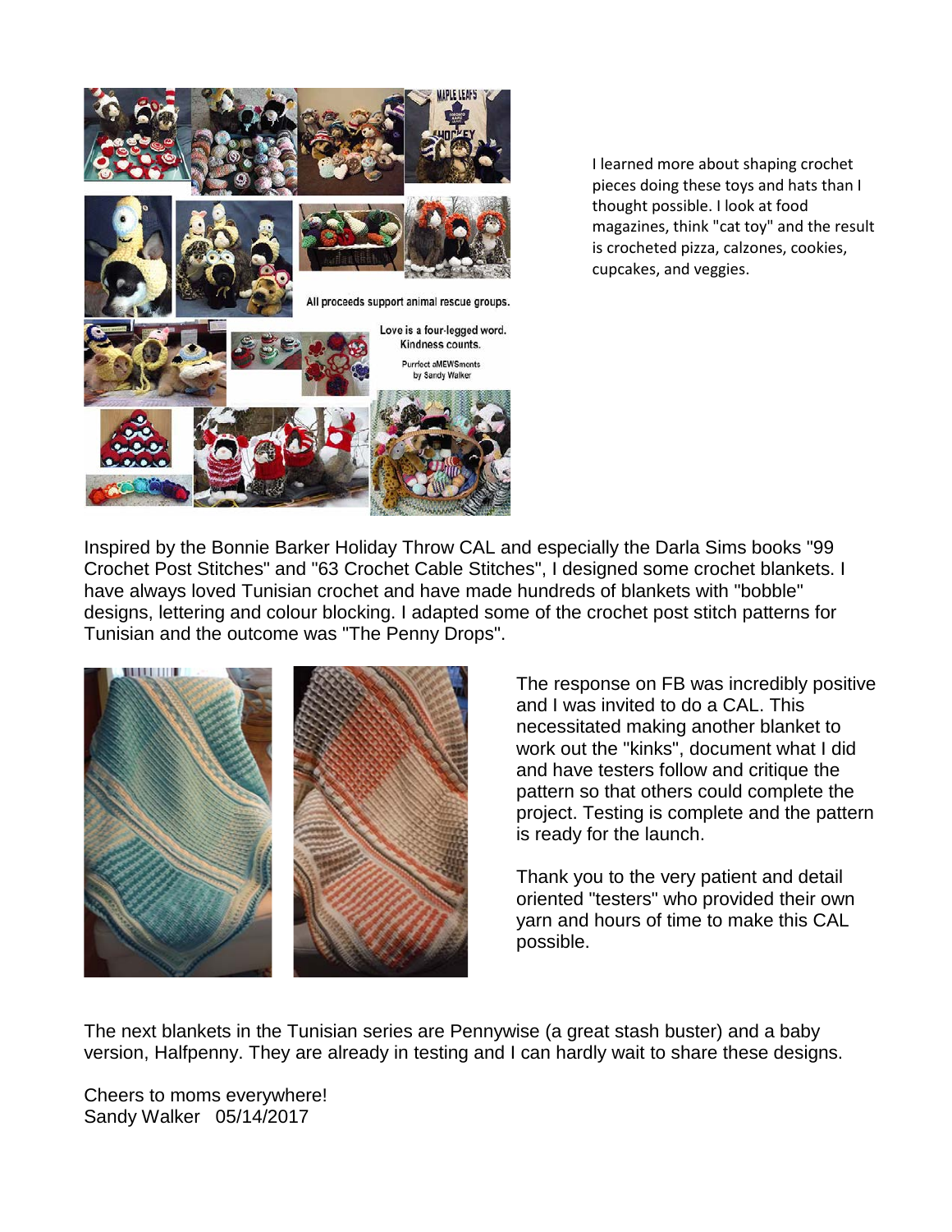I learned more about shaping crochet pieces doing these toys and hats than I thought possible. I look at food magazines, think "cat toy" and the result is crocheted pizza, calzones, cookies, cupcakes, and veggies.

Inspired by the Bonnie Barker Holiday Throw CAL and especially the Darla Sims books "99 Crochet Post Stitches" and "63 Crochet Cable Stitches", I designed some crochet blankets. I have always loved Tunisian crochet and have made hundreds of blankets with "bobble" designs, lettering and colour blocking. I adapted some of the crochet post stitch patterns for Tunisian and the outcome was "The Penny Drops".

The response on FB was incredibly positive and I was invited to do a CAL. This necessitated making another blanket to work out the "kinks", document what I did and have testers follow and critique the pattern so that others could complete the project. Testing is complete and the pattern is ready for the launch.

Thank you to the very patient and detail oriented "testers" who provided their own yarn and hours of time to make this CAL possible.

The next blankets in the Tunisian series are Pennywise (a great stash buster) and a baby version, Halfpenny. They are already in testing and I can hardly wait to share these designs.

Cheers to moms everywhere!
Sandy Walker 05/14/2017